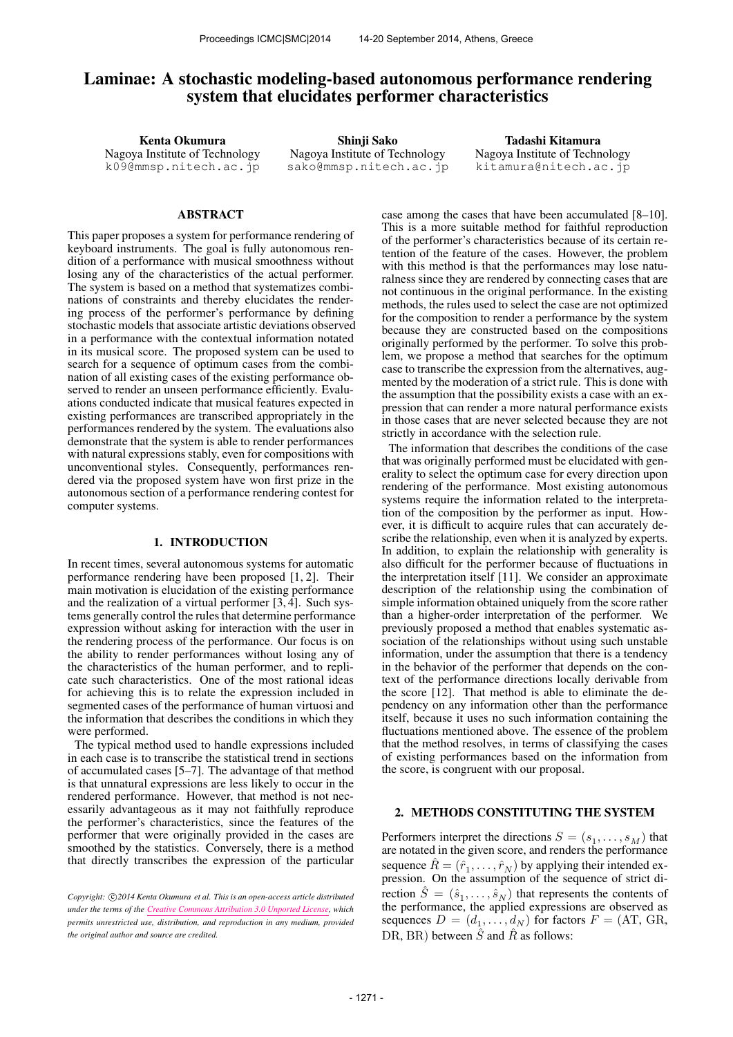# Laminae: A stochastic modeling-based autonomous performance rendering system that elucidates performer characteristics

**Kenta Okumura**
Nagoya Institute of Technology
k09@mmsp.nitech.ac.jp

**Shinji Sako**
Nagoya Institute of Technology
sako@mmsp.nitech.ac.jp

**Tadashi Kitamura**
Nagoya Institute of Technology
kitamura@nitech.ac.jp

## ABSTRACT

This paper proposes a system for performance rendering of keyboard instruments. The goal is fully autonomous rendition of a performance with musical smoothness without losing any of the characteristics of the actual performer. The system is based on a method that systematizes combinations of constraints and thereby elucidates the rendering process of the performer's performance by defining stochastic models that associate artistic deviations observed in a performance with the contextual information notated in its musical score. The proposed system can be used to search for a sequence of optimum cases from the combination of all existing cases of the existing performance observed to render an unseen performance efficiently. Evaluations conducted indicate that musical features expected in existing performances are transcribed appropriately in the performances rendered by the system. The evaluations also demonstrate that the system is able to render performances with natural expressions stably, even for compositions with unconventional styles. Consequently, performances rendered via the proposed system have won first prize in the autonomous section of a performance rendering contest for computer systems.

## 1. INTRODUCTION

In recent times, several autonomous systems for automatic performance rendering have been proposed [1, 2]. Their main motivation is elucidation of the existing performance and the realization of a virtual performer [3, 4]. Such systems generally control the rules that determine performance expression without asking for interaction with the user in the rendering process of the performance. Our focus is on the ability to render performances without losing any of the characteristics of the human performer, and to replicate such characteristics. One of the most rational ideas for achieving this is to relate the expression included in segmented cases of the performance of human virtuosi and the information that describes the conditions in which they were performed.

The typical method used to handle expressions included in each case is to transcribe the statistical trend in sections of accumulated cases [5–7]. The advantage of that method is that unnatural expressions are less likely to occur in the rendered performance. However, that method is not necessarily advantageous as it may not faithfully reproduce the performer's characteristics, since the features of the performer that were originally provided in the cases are smoothed by the statistics. Conversely, there is a method that directly transcribes the expression of the particular case among the cases that have been accumulated [8–10]. This is a more suitable method for faithful reproduction of the performer's characteristics because of its certain retention of the feature of the cases. However, the problem with this method is that the performances may lose naturalness since they are rendered by connecting cases that are not continuous in the original performance. In the existing methods, the rules used to select the case are not optimized for the composition to render a performance by the system because they are constructed based on the compositions originally performed by the performer. To solve this problem, we propose a method that searches for the optimum case to transcribe the expression from the alternatives, augmented by the moderation of a strict rule. This is done with the assumption that the possibility exists a case with an expression that can render a more natural performance exists in those cases that are never selected because they are not strictly in accordance with the selection rule.

The information that describes the conditions of the case that was originally performed must be elucidated with generality to select the optimum case for every direction upon rendering of the performance. Most existing autonomous systems require the information related to the interpretation of the composition by the performer as input. However, it is difficult to acquire rules that can accurately describe the relationship, even when it is analyzed by experts. In addition, to explain the relationship with generality is also difficult for the performer because of fluctuations in the interpretation itself [11]. We consider an approximate description of the relationship using the combination of simple information obtained uniquely from the score rather than a higher-order interpretation of the performer. We previously proposed a method that enables systematic association of the relationships without using such unstable information, under the assumption that there is a tendency in the behavior of the performer that depends on the context of the performance directions locally derivable from the score [12]. That method is able to eliminate the dependency on any information other than the performance itself, because it uses no such information containing the fluctuations mentioned above. The essence of the problem that the method resolves, in terms of classifying the cases of existing performances based on the information from the score, is congruent with our proposal.

## 2. METHODS CONSTITUTING THE SYSTEM

Performers interpret the directions $S = (s_1, \ldots, s_M)$ that are notated in the given score, and renders the performance sequence $\hat{R} = (\hat{r}_1, \ldots, \hat{r}_N)$ by applying their intended expression. On the assumption of the sequence of strict direction $\hat{S} = (\hat{s}_1, \ldots, \hat{s}_N)$ that represents the contents of the performance, the applied expressions are observed as sequences $D = (d_1, \ldots, d_N)$ for factors $F = (\text{AT, GR, DR, BR})$ between $\hat{S}$ and $\hat{R}$ as follows:

*Copyright: ©2014 Kenta Okumura et al. This is an open-access article distributed under the terms of the Creative Commons Attribution 3.0 Unported License, which permits unrestricted use, distribution, and reproduction in any medium, provided the original author and source are credited.*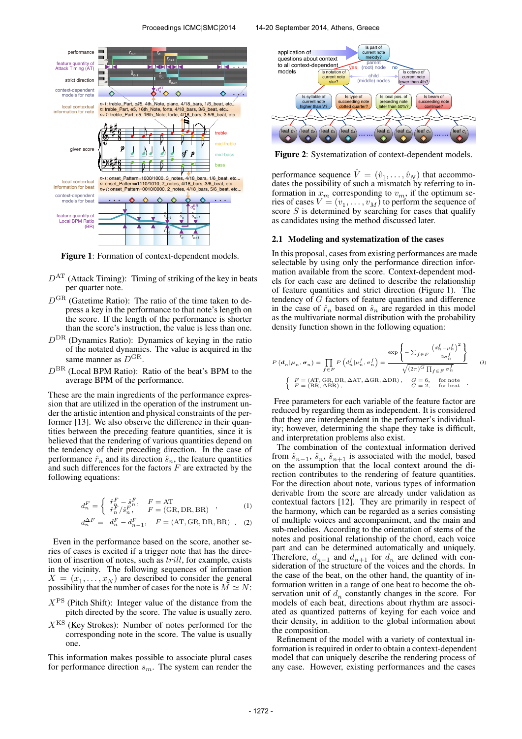Figure 1: Formation of context-dependent models.

$D^{\mathrm{AT}}$ (Attack Timing): Timing of striking of the key in beats per quarter note.

$D^{\mathrm{GR}}$ (Gatetime Ratio): The ratio of the time taken to depress a key in the performance to that note's length on the score. If the length of the performance is shorter than the score's instruction, the value is less than one.

$D^{\mathrm{DR}}$ (Dynamics Ratio): Dynamics of keying in the ratio of the notated dynamics. The value is acquired in the same manner as $D^{\mathrm{GR}}$.

$D^{\mathrm{BR}}$ (Local BPM Ratio): Ratio of the beat's BPM to the average BPM of the performance.

These are the main ingredients of the performance expression that are utilized in the operation of the instrument under the artistic intention and physical constraints of the performer [13]. We also observe the difference in their quantities between the preceding feature quantities, since it is believed that the rendering of various quantities depend on the tendency of their preceding direction. In the case of performance $\hat{r}_n$ and its direction $\hat{s}_n$, the feature quantities and such differences for the factors $F$ are extracted by the following equations:

$$d_n^F = \begin{cases} \hat{r}_n^F - \hat{s}_n^F, & F = \mathrm{AT} \\ \hat{r}_n^F / \hat{s}_n^F, & F = (\mathrm{GR}, \mathrm{DR}, \mathrm{BR}) \end{cases} , \qquad (1)$$

$$d_n^{\Delta F} = d_n^F - d_{n-1}^F, \quad F = (\mathrm{AT}, \mathrm{GR}, \mathrm{DR}, \mathrm{BR}) . \qquad (2)$$

Even in the performance based on the score, another series of cases is excited if a trigger note that has the direction of insertion of notes, such as *trill*, for example, exists in the vicinity. The following sequences of information $X = (x_1, \ldots, x_N)$ are described to consider the general possibility that the number of cases for the note is $M \simeq N$:

$X^{\mathrm{PS}}$ (Pitch Shift): Integer value of the distance from the pitch directed by the score. The value is usually zero.

$X^{\mathrm{KS}}$ (Key Strokes): Number of notes performed for the corresponding note in the score. The value is usually one.

This information makes possible to associate plural cases for performance direction $s_m$. The system can render the performance sequence $\hat{V} = (\hat{v}_1, \ldots, \hat{v}_N)$ that accommodates the possibility of such a mismatch by referring to information in $x_m$ corresponding to $v_m$, if the optimum series of cases $V = (v_1, \ldots, v_M)$ to perform the sequence of score $S$ is determined by searching for cases that qualify as candidates using the method discussed later.

Figure 2: Systematization of context-dependent models.

## 2.1 Modeling and systematization of the cases

In this proposal, cases from existing performances are made selectable by using only the performance direction information available from the score. Context-dependent models for each case are defined to describe the relationship of feature quantities and strict direction (Figure 1). The tendency of $G$ factors of feature quantities and difference in the case of $\hat{r}_n$ based on $\hat{s}_n$ are regarded in this model as the multivariate normal distribution with the probability density function shown in the following equation:

$$P\left(\boldsymbol{d}_n | \boldsymbol{\mu}_n, \boldsymbol{\sigma}_n\right) = \prod_{f \in F} P\left(d_n^f | \mu_n^f, \sigma_n^f\right) = \frac{\exp\left\{-\sum_{f \in F} \frac{\left(d_n^f - \mu_n^f\right)^2}{2\sigma_n^f}\right\}}{\sqrt{(2\pi)^G \prod_{f \in F} \sigma_n^f}} \qquad (3)$$

$$\begin{cases} F = (\mathrm{AT}, \mathrm{GR}, \mathrm{DR}, \Delta\mathrm{AT}, \Delta\mathrm{GR}, \Delta\mathrm{DR}), & G = 6, \quad \text{for note} \\ F = (\mathrm{BR}, \Delta\mathrm{BR}), & G = 2, \quad \text{for beat} \end{cases} .$$

Free parameters for each variable of the feature factor are reduced by regarding them as independent. It is considered that they are interdependent in the performer's individuality; however, determining the shape they take is difficult, and interpretation problems also exist.

The combination of the contextual information derived from $\hat{s}_{n-1}$, $\hat{s}_n$, $\hat{s}_{n+1}$ is associated with the model, based on the assumption that the local context around the direction contributes to the rendering of feature quantities. For the direction about note, various types of information derivable from the score are already under validation as contextual factors [12]. They are primarily in respect of the harmony, which can be regarded as a series consisting of multiple voices and accompaniment, and the main and sub-melodies. According to the orientation of stems of the notes and positional relationship of the chord, each voice part and can be determined automatically and uniquely. Therefore, $d_{n-1}$ and $d_{n+1}$ for $d_n$ are defined with consideration of the structure of the voices and the chords. In the case of the beat, on the other hand, the quantity of information written in a range of one beat to become the observation unit of $d_n$ constantly changes in the score. For models of each beat, directions about rhythm are associated as quantized patterns of keying for each voice and their density, in addition to the global information about the composition.

Refinement of the model with a variety of contextual information is required in order to obtain a context-dependent model that can uniquely describe the rendering process of any case. However, existing performances and the cases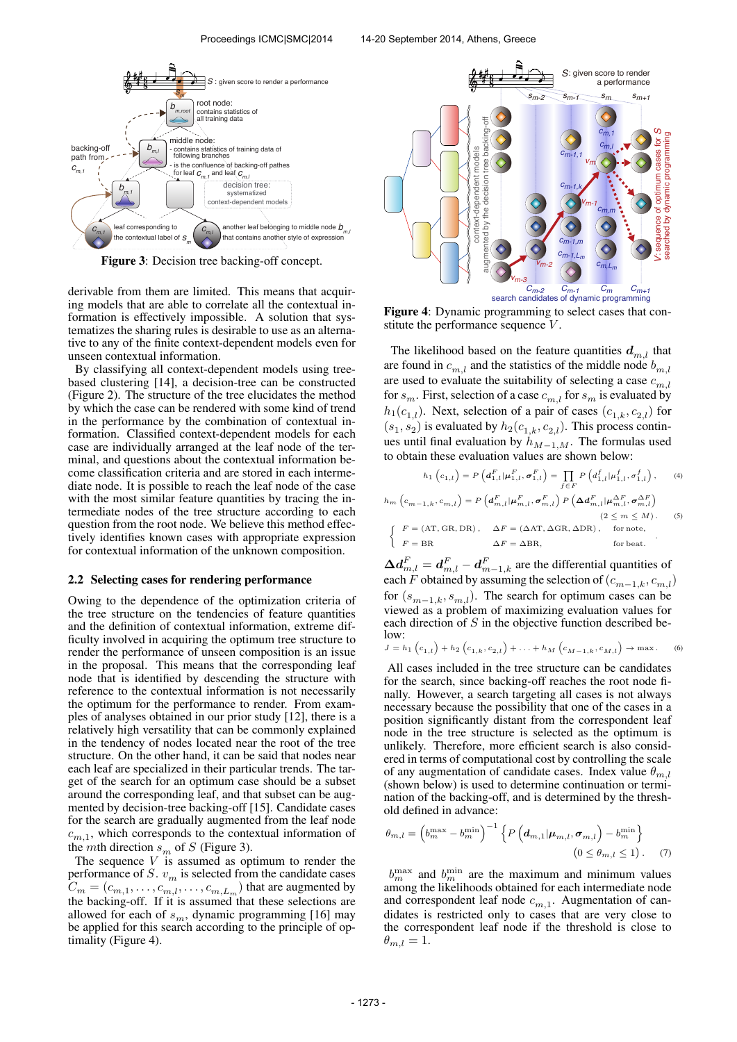Figure 3: Decision tree backing-off concept.

derivable from them are limited. This means that acquiring models that are able to correlate all the contextual information is effectively impossible. A solution that systematizes the sharing rules is desirable to use as an alternative to any of the finite context-dependent models even for unseen contextual information.

By classifying all context-dependent models using tree-based clustering [14], a decision-tree can be constructed (Figure 2). The structure of the tree elucidates the method by which the case can be rendered with some kind of trend in the performance by the combination of contextual information. Classified context-dependent models for each case are individually arranged at the leaf node of the terminal, and questions about the contextual information become classification criteria and are stored in each intermediate node. It is possible to reach the leaf node of the case with the most similar feature quantities by tracing the intermediate nodes of the tree structure according to each question from the root node. We believe this method effectively identifies known cases with appropriate expression for contextual information of the unknown composition.

## 2.2 Selecting cases for rendering performance

Owing to the dependence of the optimization criteria of the tree structure on the tendencies of feature quantities and the definition of contextual information, extreme difficulty involved in acquiring the optimum tree structure to render the performance of unseen composition is an issue in the proposal. This means that the corresponding leaf node that is identified by descending the structure with reference to the contextual information is not necessarily the optimum for the performance to render. From examples of analyses obtained in our prior study [12], there is a relatively high versatility that can be commonly explained in the tendency of nodes located near the root of the tree structure. On the other hand, it can be said that nodes near each leaf are specialized in their particular trends. The target of the search for an optimum case should be a subset around the corresponding leaf, and that subset can be augmented by decision-tree backing-off [15]. Candidate cases for the search are gradually augmented from the leaf node $c_{m,1}$, which corresponds to the contextual information of the $m$th direction $s_m$ of $S$ (Figure 3).

The sequence $V$ is assumed as optimum to render the performance of $S$. $v_m$ is selected from the candidate cases $C_m = (c_{m,1}, \ldots, c_{m,l}, \ldots, c_{m,L_m})$ that are augmented by the backing-off. If it is assumed that these selections are allowed for each of $s_m$, dynamic programming [16] may be applied for this search according to the principle of optimality (Figure 4).

Figure 4: Dynamic programming to select cases that constitute the performance sequence $V$.

The likelihood based on the feature quantities $\boldsymbol{d}_{m,l}$ that are found in $c_{m,l}$ and the statistics of the middle node $b_{m,l}$ are used to evaluate the suitability of selecting a case $c_{m,l}$ for $s_m$. First, selection of a case $c_{m,l}$ for $s_m$ is evaluated by $h_1(c_{1,l})$. Next, selection of a pair of cases $(c_{1,k}, c_{2,l})$ for $(s_1, s_2)$ is evaluated by $h_2(c_{1,k}, c_{2,l})$. This process continues until final evaluation by $h_{M-1,M}$. The formulas used to obtain these evaluation values are shown below:

$$h_1\left(c_{1,l}\right) = P\left(\boldsymbol{d}^F_{1,l}|\boldsymbol{\mu}^F_{1,l}, \boldsymbol{\sigma}^F_{1,l}\right) = \prod_{f \in F} P\left(d^f_{1,l}|\mu^f_{1,l}, \sigma^f_{1,l}\right), \tag{4}$$

$$h_m\left(c_{m-1,k}, c_{m,l}\right) = P\left(\boldsymbol{d}^F_{m,l}|\boldsymbol{\mu}^F_{m,l}, \boldsymbol{\sigma}^F_{m,l}\right) P\left(\boldsymbol{\Delta d}^F_{m,l}|\boldsymbol{\mu}^{\Delta F}_{m,l}, \boldsymbol{\sigma}^{\Delta F}_{m,l}\right) \quad (2 \leq m \leq M). \tag{5}$$

$$\begin{cases} F = (\mathrm{AT}, \mathrm{GR}, \mathrm{DR}), & \Delta F = (\Delta\mathrm{AT}, \Delta\mathrm{GR}, \Delta\mathrm{DR}), \quad \text{for note}, \\ F = \mathrm{BR} & \Delta F = \Delta\mathrm{BR}, \quad \text{for beat}. \end{cases}$$

$\boldsymbol{\Delta d}^F_{m,l} = \boldsymbol{d}^F_{m,l} - \boldsymbol{d}^F_{m-1,k}$ are the differential quantities of each $F$ obtained by assuming the selection of $(c_{m-1,k}, c_{m,l})$ for $(s_{m-1,k}, s_{m,l})$. The search for optimum cases can be viewed as a problem of maximizing evaluation values for each direction of $S$ in the objective function described below:

$$J = h_1\left(c_{1,l}\right) + h_2\left(c_{1,k}, c_{2,l}\right) + \ldots + h_M\left(c_{M-1,k}, c_{M,l}\right) \rightarrow \max. \tag{6}$$

All cases included in the tree structure can be candidates for the search, since backing-off reaches the root node finally. However, a search targeting all cases is not always necessary because the possibility that one of the cases in a position significantly distant from the correspondent leaf node in the tree structure is selected as the optimum is unlikely. Therefore, more efficient search is also considered in terms of computational cost by controlling the scale of any augmentation of candidate cases. Index value $\theta_{m,l}$ (shown below) is used to determine continuation or termination of the backing-off, and is determined by the threshold defined in advance:

$$\theta_{m,l} = \left(b^{\max}_m - b^{\min}_m\right)^{-1}\left\{P\left(\boldsymbol{d}_{m,1}|\boldsymbol{\mu}_{m,l}, \boldsymbol{\sigma}_{m,l}\right) - b^{\min}_m\right\} \quad (0 \leq \theta_{m,l} \leq 1). \tag{7}$$

$b^{\max}_m$ and $b^{\min}_m$ are the maximum and minimum values among the likelihoods obtained for each intermediate node and correspondent leaf node $c_{m,1}$. Augmentation of candidates is restricted only to cases that are very close to the correspondent leaf node if the threshold is close to $\theta_{m,l} = 1$.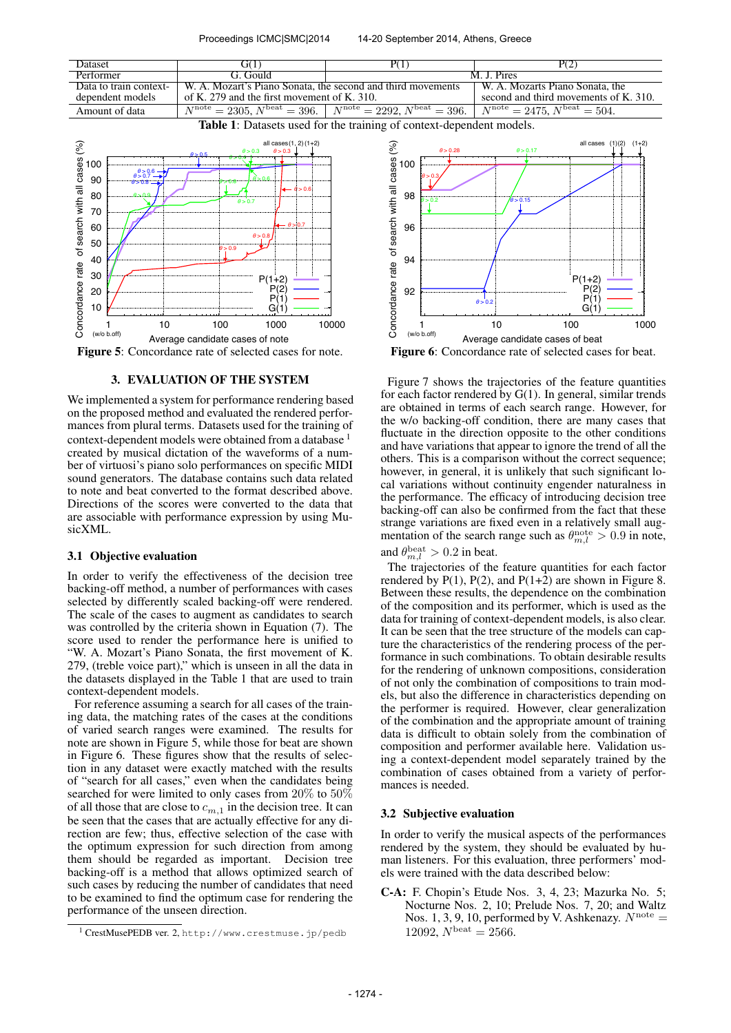| Dataset | G(1) | P(1) | P(2) |
|---|---|---|---|
| Performer | G. Gould | M. J. Pires | |
| Data to train context-dependent models | W. A. Mozart's Piano Sonata, the second and third movements of K. 279 and the first movement of K. 310. | | W. A. Mozarts Piano Sonata, the second and third movements of K. 310. |
| Amount of data | $N^{\text{note}} = 2305$, $N^{\text{beat}} = 396$. | $N^{\text{note}} = 2292$, $N^{\text{beat}} = 396$. | $N^{\text{note}} = 2475$, $N^{\text{beat}} = 504$. |

**Table 1**: Datasets used for the training of context-dependent models.

**Figure 5**: Concordance rate of selected cases for note.

**Figure 6**: Concordance rate of selected cases for beat.

## 3. EVALUATION OF THE SYSTEM

We implemented a system for performance rendering based on the proposed method and evaluated the rendered performances from plural terms. Datasets used for the training of context-dependent models were obtained from a database [1] created by musical dictation of the waveforms of a number of virtuosi's piano solo performances on specific MIDI sound generators. The database contains such data related to note and beat converted to the format described above. Directions of the scores were converted to the data that are associable with performance expression by using MusicXML.

### 3.1 Objective evaluation

In order to verify the effectiveness of the decision tree backing-off method, a number of performances with cases selected by differently scaled backing-off were rendered. The scale of the cases to augment as candidates to search was controlled by the criteria shown in Equation (7). The score used to render the performance here is unified to "W. A. Mozart's Piano Sonata, the first movement of K. 279, (treble voice part)," which is unseen in all the data in the datasets displayed in the Table 1 that are used to train context-dependent models.

For reference assuming a search for all cases of the training data, the matching rates of the cases at the conditions of varied search ranges were examined. The results for note are shown in Figure 5, while those for beat are shown in Figure 6. These figures show that the results of selection in any dataset were exactly matched with the results of "search for all cases," even when the candidates being searched for were limited to only cases from 20% to 50% of all those that are close to $c_{m,1}$ in the decision tree. It can be seen that the cases that are actually effective for any direction are few; thus, effective selection of the case with the optimum expression for such direction from among them should be regarded as important. Decision tree backing-off is a method that allows optimized search of such cases by reducing the number of candidates that need to be examined to find the optimum case for rendering the performance of the unseen direction.

Figure 7 shows the trajectories of the feature quantities for each factor rendered by G(1). In general, similar trends are obtained in terms of each search range. However, for the w/o backing-off condition, there are many cases that fluctuate in the direction opposite to the other conditions and have variations that appear to ignore the trend of all the others. This is a comparison without the correct sequence; however, in general, it is unlikely that such significant local variations without continuity engender naturalness in the performance. The efficacy of introducing decision tree backing-off can also be confirmed from the fact that these strange variations are fixed even in a relatively small augmentation of the search range such as $\theta^{\text{note}}_{m,l} > 0.9$ in note, and $\theta^{\text{beat}}_{m,l} > 0.2$ in beat.

The trajectories of the feature quantities for each factor rendered by P(1), P(2), and P(1+2) are shown in Figure 8. Between these results, the dependence on the combination of the composition and its performer, which is used as the data for training of context-dependent models, is also clear. It can be seen that the tree structure of the models can capture the characteristics of the rendering process of the performance in such combinations. To obtain desirable results for the rendering of unknown compositions, consideration of not only the combination of compositions to train models, but also the difference in characteristics depending on the performer is required. However, clear generalization of the combination and the appropriate amount of training data is difficult to obtain solely from the combination of composition and performer available here. Validation using a context-dependent model separately trained by the combination of cases obtained from a variety of performances is needed.

### 3.2 Subjective evaluation

In order to verify the musical aspects of the performances rendered by the system, they should be evaluated by human listeners. For this evaluation, three performers' models were trained with the data described below:

**C-A:** F. Chopin's Etude Nos. 3, 4, 23; Mazurka No. 5; Nocturne Nos. 2, 10; Prelude Nos. 7, 20; and Waltz Nos. 1, 3, 9, 10, performed by V. Ashkenazy. $N^{\text{note}} = 12092$, $N^{\text{beat}} = 2566$.

[1] CrestMusePEDB ver. 2, http://www.crestmuse.jp/pedb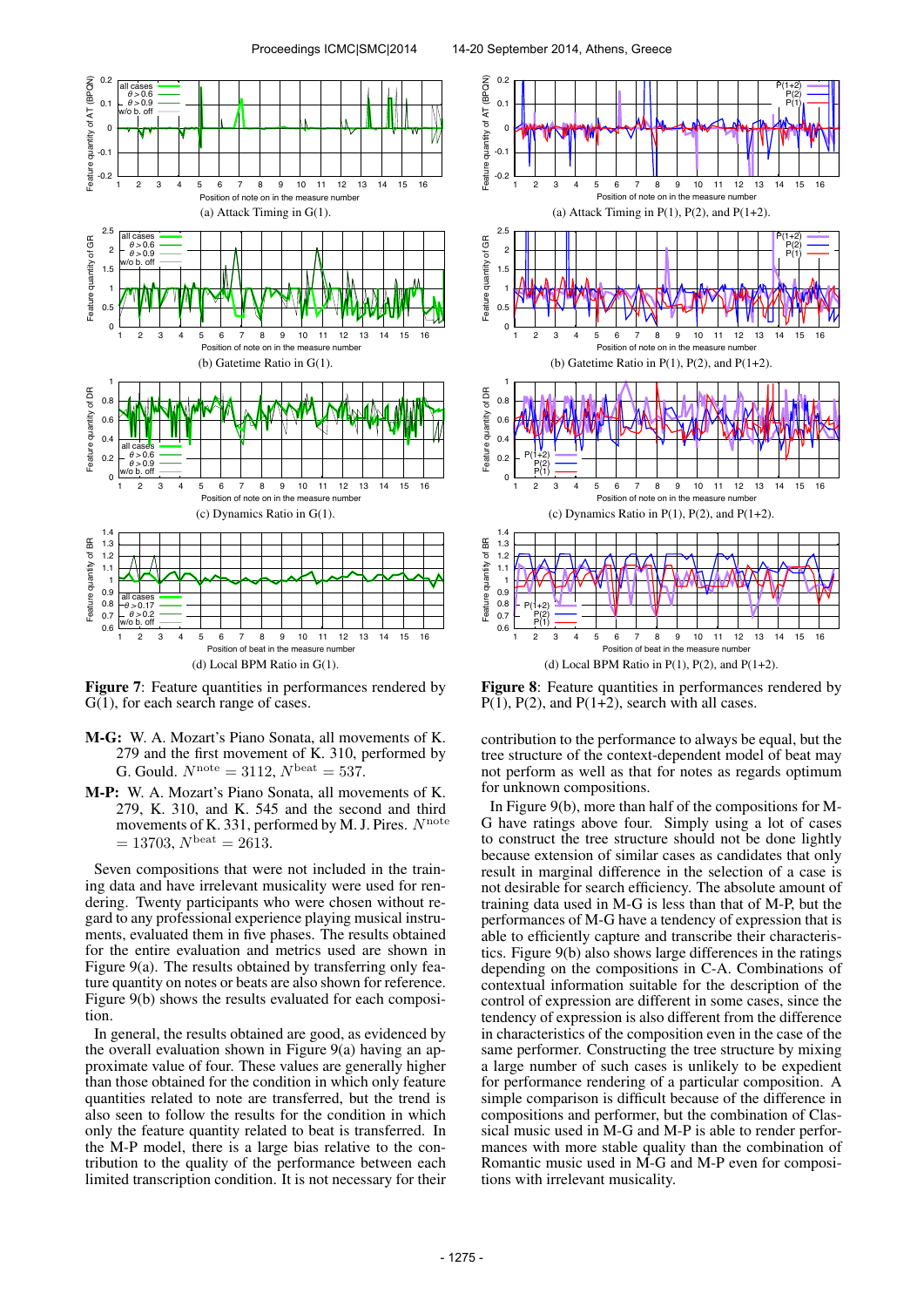(a) Attack Timing in G(1).

(b) Gatetime Ratio in G(1).

(c) Dynamics Ratio in G(1).

(d) Local BPM Ratio in G(1).

**Figure 7**: Feature quantities in performances rendered by G(1), for each search range of cases.

(a) Attack Timing in P(1), P(2), and P(1+2).

(b) Gatetime Ratio in P(1), P(2), and P(1+2).

(c) Dynamics Ratio in P(1), P(2), and P(1+2).

(d) Local BPM Ratio in P(1), P(2), and P(1+2).

**Figure 8**: Feature quantities in performances rendered by P(1), P(2), and P(1+2), search with all cases.

**M-G:** W. A. Mozart's Piano Sonata, all movements of K. 279 and the first movement of K. 310, performed by G. Gould. $N^{\text{note}} = 3112$, $N^{\text{beat}} = 537$.

**M-P:** W. A. Mozart's Piano Sonata, all movements of K. 279, K. 310, and K. 545 and the second and third movements of K. 331, performed by M. J. Pires. $N^{\text{note}} = 13703$, $N^{\text{beat}} = 2613$.

Seven compositions that were not included in the training data and have irrelevant musicality were used for rendering. Twenty participants who were chosen without regard to any professional experience playing musical instruments, evaluated them in five phases. The results obtained for the entire evaluation and metrics used are shown in Figure 9(a). The results obtained by transferring only feature quantity on notes or beats are also shown for reference. Figure 9(b) shows the results evaluated for each composition.

In general, the results obtained are good, as evidenced by the overall evaluation shown in Figure 9(a) having an approximate value of four. These values are generally higher than those obtained for the condition in which only feature quantities related to note are transferred, but the trend is also seen to follow the results for the condition in which only the feature quantity related to beat is transferred. In the M-P model, there is a large bias relative to the contribution to the quality of the performance between each limited transcription condition. It is not necessary for their contribution to the performance to always be equal, but the tree structure of the context-dependent model of beat may not perform as well as that for notes as regards optimum for unknown compositions.

In Figure 9(b), more than half of the compositions for M-G have ratings above four. Simply using a lot of cases to construct the tree structure should not be done lightly because extension of similar cases as candidates that only result in marginal difference in the selection of a case is not desirable for search efficiency. The absolute amount of training data used in M-G is less than that of M-P, but the performances of M-G have a tendency of expression that is able to efficiently capture and transcribe their characteristics. Figure 9(b) also shows large differences in the ratings depending on the compositions in C-A. Combinations of contextual information suitable for the description of the control of expression are different in some cases, since the tendency of expression is also different from the difference in characteristics of the composition even in the case of the same performer. Constructing the tree structure by mixing a large number of such cases is unlikely to be expedient for performance rendering of a particular composition. A simple comparison is difficult because of the difference in compositions and performer, but the combination of Classical music used in M-G and M-P is able to render performances with more stable quality than the combination of Romantic music used in M-G and M-P even for compositions with irrelevant musicality.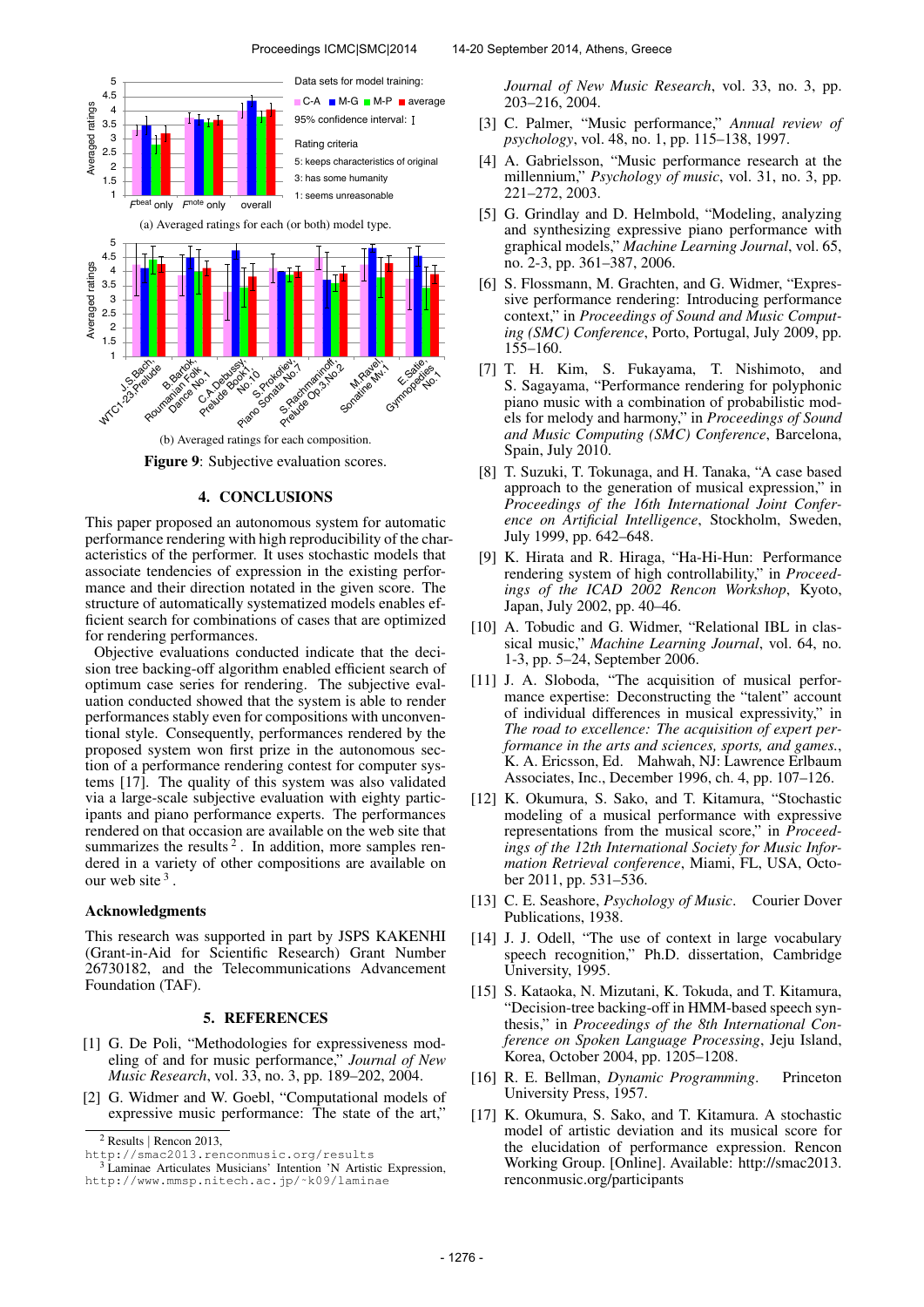Averaged ratings
5
4.5
4
3.5
3
2.5
2
1.5
1
$F^{beat}$ only
$F^{note}$ only
overall

Data sets for model training:
C-A M-G M-P average
95% confidence interval:

Rating criteria
5: keeps characteristics of original
3: has some humanity
1: seems unreasonable

(a) Averaged ratings for each (or both) model type.

Averaged ratings
5
4.5
4
3.5
3
2.5
2
1.5
1
J.S.Bach, WTC1-23,Prelude
B.Bartok, Roumanian Folk Dance No.1
C.A.Debussy, Prelude Book1, No.10
S.Prokofiev, Piano Sonata No.7
S.Rachmaninoff, Prelude Op.3,No.2
M.Ravel, Sonatine Mv.1
E.Satie, Gymnopedies No.1

(b) Averaged ratings for each composition.

**Figure 9**: Subjective evaluation scores.

## 4. CONCLUSIONS

This paper proposed an autonomous system for automatic performance rendering with high reproducibility of the characteristics of the performer. It uses stochastic models that associate tendencies of expression in the existing performance and their direction notated in the given score. The structure of automatically systematized models enables efficient search for combinations of cases that are optimized for rendering performances.

Objective evaluations conducted indicate that the decision tree backing-off algorithm enabled efficient search of optimum case series for rendering. The subjective evaluation conducted showed that the system is able to render performances stably even for compositions with unconventional style. Consequently, performances rendered by the proposed system won first prize in the autonomous section of a performance rendering contest for computer systems [17]. The quality of this system was also validated via a large-scale subjective evaluation with eighty participants and piano performance experts. The performances rendered on that occasion are available on the web site that summarizes the results [2]. In addition, more samples rendered in a variety of other compositions are available on our web site [3].

### Acknowledgments

This research was supported in part by JSPS KAKENHI (Grant-in-Aid for Scientific Research) Grant Number 26730182, and the Telecommunications Advancement Foundation (TAF).

## 5. REFERENCES

[1] G. De Poli, "Methodologies for expressiveness modeling of and for music performance," *Journal of New Music Research*, vol. 33, no. 3, pp. 189–202, 2004.

[2] G. Widmer and W. Goebl, "Computational models of expressive music performance: The state of the art," *Journal of New Music Research*, vol. 33, no. 3, pp. 203–216, 2004.

[3] C. Palmer, "Music performance," *Annual review of psychology*, vol. 48, no. 1, pp. 115–138, 1997.

[4] A. Gabrielsson, "Music performance research at the millennium," *Psychology of music*, vol. 31, no. 3, pp. 221–272, 2003.

[5] G. Grindlay and D. Helmbold, "Modeling, analyzing and synthesizing expressive piano performance with graphical models," *Machine Learning Journal*, vol. 65, no. 2-3, pp. 361–387, 2006.

[6] S. Flossmann, M. Grachten, and G. Widmer, "Expressive performance rendering: Introducing performance context," in *Proceedings of Sound and Music Computing (SMC) Conference*, Porto, Portugal, July 2009, pp. 155–160.

[7] T. H. Kim, S. Fukayama, T. Nishimoto, and S. Sagayama, "Performance rendering for polyphonic piano music with a combination of probabilistic models for melody and harmony," in *Proceedings of Sound and Music Computing (SMC) Conference*, Barcelona, Spain, July 2010.

[8] T. Suzuki, T. Tokunaga, and H. Tanaka, "A case based approach to the generation of musical expression," in *Proceedings of the 16th International Joint Conference on Artificial Intelligence*, Stockholm, Sweden, July 1999, pp. 642–648.

[9] K. Hirata and R. Hiraga, "Ha-Hi-Hun: Performance rendering system of high controllability," in *Proceedings of the ICAD 2002 Rencon Workshop*, Kyoto, Japan, July 2002, pp. 40–46.

[10] A. Tobudic and G. Widmer, "Relational IBL in classical music," *Machine Learning Journal*, vol. 64, no. 1-3, pp. 5–24, September 2006.

[11] J. A. Sloboda, "The acquisition of musical performance expertise: Deconstructing the "talent" account of individual differences in musical expressivity," in *The road to excellence: The acquisition of expert performance in the arts and sciences, sports, and games.*, K. A. Ericsson, Ed. Mahwah, NJ: Lawrence Erlbaum Associates, Inc., December 1996, ch. 4, pp. 107–126.

[12] K. Okumura, S. Sako, and T. Kitamura, "Stochastic modeling of a musical performance with expressive representations from the musical score," in *Proceedings of the 12th International Society for Music Information Retrieval conference*, Miami, FL, USA, October 2011, pp. 531–536.

[13] C. E. Seashore, *Psychology of Music*. Courier Dover Publications, 1938.

[14] J. J. Odell, "The use of context in large vocabulary speech recognition," Ph.D. dissertation, Cambridge University, 1995.

[15] S. Kataoka, N. Mizutani, K. Tokuda, and T. Kitamura, "Decision-tree backing-off in HMM-based speech synthesis," in *Proceedings of the 8th International Conference on Spoken Language Processing*, Jeju Island, Korea, October 2004, pp. 1205–1208.

[16] R. E. Bellman, *Dynamic Programming*. Princeton University Press, 1957.

[17] K. Okumura, S. Sako, and T. Kitamura. A stochastic model of artistic deviation and its musical score for the elucidation of performance expression. Rencon Working Group. [Online]. Available: http://smac2013.renconmusic.org/participants

---

[2] Results | Rencon 2013, http://smac2013.renconmusic.org/results

[3] Laminae Articulates Musicians' Intention 'N Artistic Expression, http://www.mmsp.nitech.ac.jp/~k09/laminae